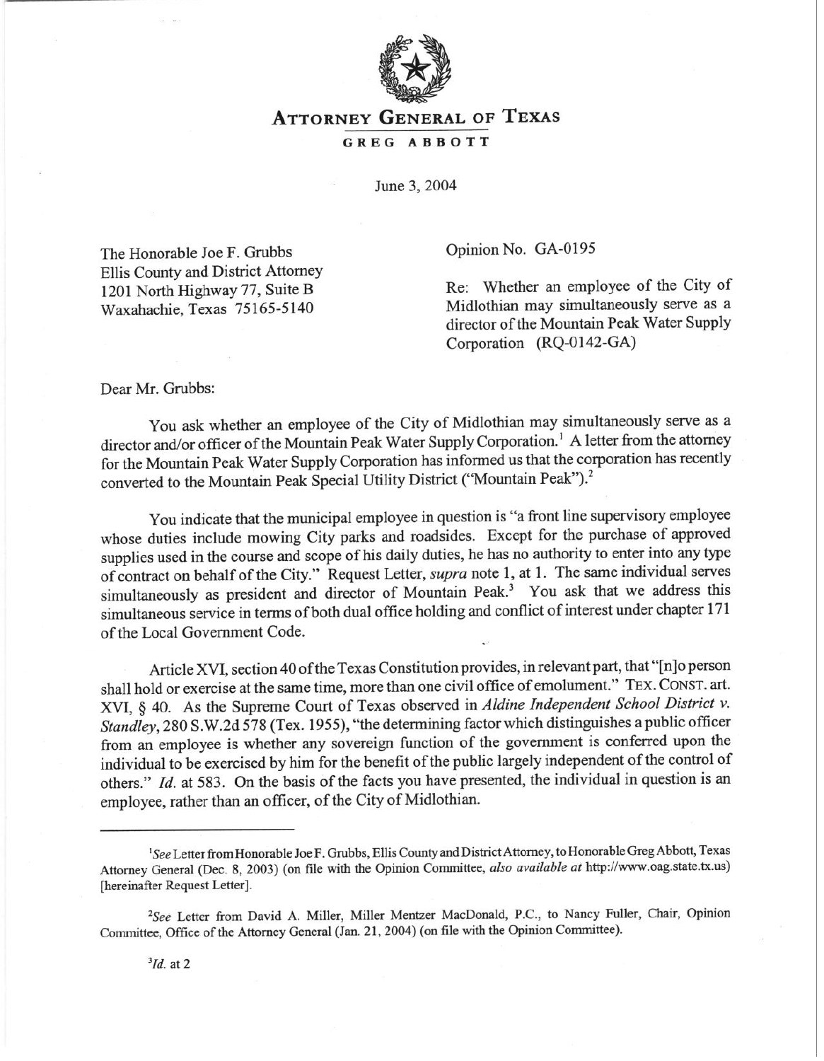# ATTORNEY GENERAL OF TEXAS

**GREG ABBOTT**

June 3, 2004

The Honorable Joe F. Grubbs
Ellis County and District Attorney
1201 North Highway 77, Suite B
Waxahachie, Texas 75165-5140

Opinion No. GA-0195

Re: Whether an employee of the City of Midlothian may simultaneously serve as a director of the Mountain Peak Water Supply Corporation (RQ-0142-GA)

Dear Mr. Grubbs:

You ask whether an employee of the City of Midlothian may simultaneously serve as a director and/or officer of the Mountain Peak Water Supply Corporation.[1] A letter from the attorney for the Mountain Peak Water Supply Corporation has informed us that the corporation has recently converted to the Mountain Peak Special Utility District ("Mountain Peak").[2]

You indicate that the municipal employee in question is "a front line supervisory employee whose duties include mowing City parks and roadsides. Except for the purchase of approved supplies used in the course and scope of his daily duties, he has no authority to enter into any type of contract on behalf of the City." Request Letter, *supra* note 1, at 1. The same individual serves simultaneously as president and director of Mountain Peak.[3] You ask that we address this simultaneous service in terms of both dual office holding and conflict of interest under chapter 171 of the Local Government Code.

Article XVI, section 40 of the Texas Constitution provides, in relevant part, that "[n]o person shall hold or exercise at the same time, more than one civil office of emolument." TEX. CONST. art. XVI, § 40. As the Supreme Court of Texas observed in *Aldine Independent School District v. Standley*, 280 S.W.2d 578 (Tex. 1955), "the determining factor which distinguishes a public officer from an employee is whether any sovereign function of the government is conferred upon the individual to be exercised by him for the benefit of the public largely independent of the control of others." *Id.* at 583. On the basis of the facts you have presented, the individual in question is an employee, rather than an officer, of the City of Midlothian.

---

[1] *See* Letter from Honorable Joe F. Grubbs, Ellis County and District Attorney, to Honorable Greg Abbott, Texas Attorney General (Dec. 8, 2003) (on file with the Opinion Committee, *also available at* http://www.oag.state.tx.us) [hereinafter Request Letter].

[2] *See* Letter from David A. Miller, Miller Mentzer MacDonald, P.C., to Nancy Fuller, Chair, Opinion Committee, Office of the Attorney General (Jan. 21, 2004) (on file with the Opinion Committee).

[3] *Id.* at 2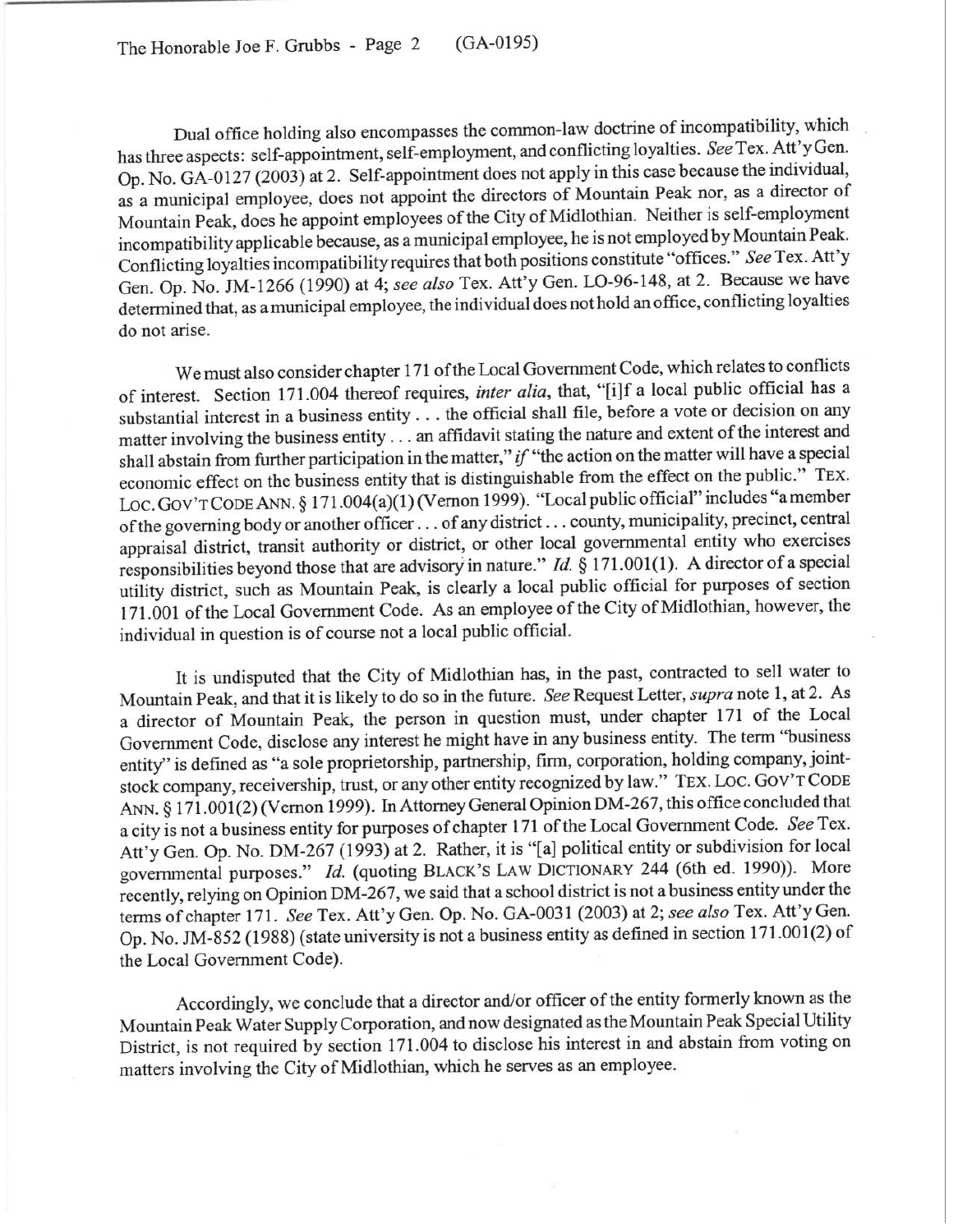Dual office holding also encompasses the common-law doctrine of incompatibility, which has three aspects: self-appointment, self-employment, and conflicting loyalties. *See* Tex. Att'y Gen. Op. No. GA-0127 (2003) at 2. Self-appointment does not apply in this case because the individual, as a municipal employee, does not appoint the directors of Mountain Peak nor, as a director of Mountain Peak, does he appoint employees of the City of Midlothian. Neither is self-employment incompatibility applicable because, as a municipal employee, he is not employed by Mountain Peak. Conflicting loyalties incompatibility requires that both positions constitute "offices." *See* Tex. Att'y Gen. Op. No. JM-1266 (1990) at 4; *see also* Tex. Att'y Gen. LO-96-148, at 2. Because we have determined that, as a municipal employee, the individual does not hold an office, conflicting loyalties do not arise.

We must also consider chapter 171 of the Local Government Code, which relates to conflicts of interest. Section 171.004 thereof requires, *inter alia*, that, "[i]f a local public official has a substantial interest in a business entity . . . the official shall file, before a vote or decision on any matter involving the business entity . . . an affidavit stating the nature and extent of the interest and shall abstain from further participation in the matter," *if* "the action on the matter will have a special economic effect on the business entity that is distinguishable from the effect on the public." TEX. LOC. GOV'T CODE ANN. § 171.004(a)(1) (Vernon 1999). "Local public official" includes "a member of the governing body or another officer . . . of any district . . . county, municipality, precinct, central appraisal district, transit authority or district, or other local governmental entity who exercises responsibilities beyond those that are advisory in nature." *Id.* § 171.001(1). A director of a special utility district, such as Mountain Peak, is clearly a local public official for purposes of section 171.001 of the Local Government Code. As an employee of the City of Midlothian, however, the individual in question is of course not a local public official.

It is undisputed that the City of Midlothian has, in the past, contracted to sell water to Mountain Peak, and that it is likely to do so in the future. *See* Request Letter, *supra* note 1, at 2. As a director of Mountain Peak, the person in question must, under chapter 171 of the Local Government Code, disclose any interest he might have in any business entity. The term "business entity" is defined as "a sole proprietorship, partnership, firm, corporation, holding company, joint-stock company, receivership, trust, or any other entity recognized by law." TEX. LOC. GOV'T CODE ANN. § 171.001(2) (Vernon 1999). In Attorney General Opinion DM-267, this office concluded that a city is not a business entity for purposes of chapter 171 of the Local Government Code. *See* Tex. Att'y Gen. Op. No. DM-267 (1993) at 2. Rather, it is "[a] political entity or subdivision for local governmental purposes." *Id.* (quoting BLACK'S LAW DICTIONARY 244 (6th ed. 1990)). More recently, relying on Opinion DM-267, we said that a school district is not a business entity under the terms of chapter 171. *See* Tex. Att'y Gen. Op. No. GA-0031 (2003) at 2; *see also* Tex. Att'y Gen. Op. No. JM-852 (1988) (state university is not a business entity as defined in section 171.001(2) of the Local Government Code).

Accordingly, we conclude that a director and/or officer of the entity formerly known as the Mountain Peak Water Supply Corporation, and now designated as the Mountain Peak Special Utility District, is not required by section 171.004 to disclose his interest in and abstain from voting on matters involving the City of Midlothian, which he serves as an employee.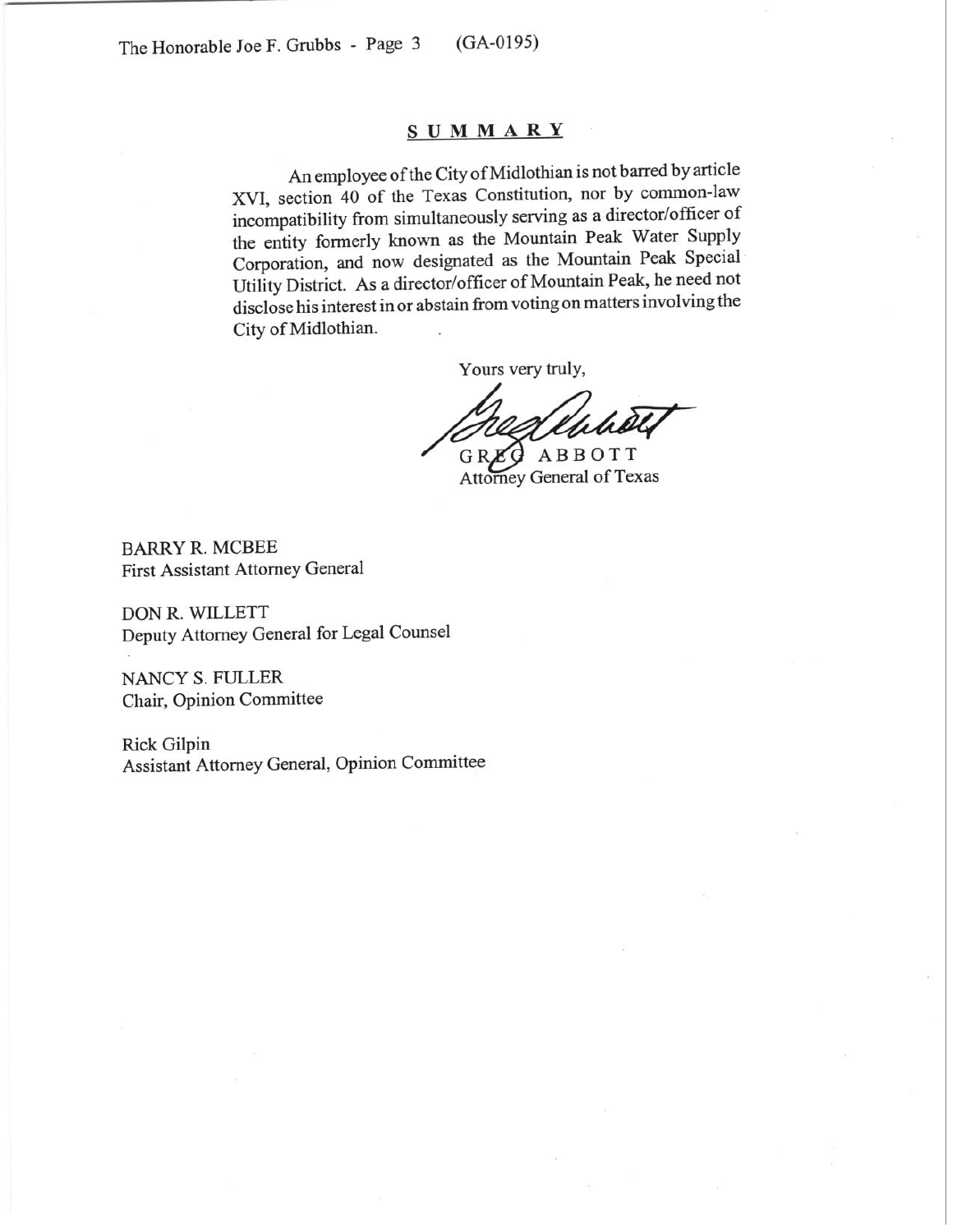## S U M M A R Y

An employee of the City of Midlothian is not barred by article XVI, section 40 of the Texas Constitution, nor by common-law incompatibility from simultaneously serving as a director/officer of the entity formerly known as the Mountain Peak Water Supply Corporation, and now designated as the Mountain Peak Special Utility District. As a director/officer of Mountain Peak, he need not disclose his interest in or abstain from voting on matters involving the City of Midlothian.

Yours very truly,

GREG ABBOTT
Attorney General of Texas

BARRY R. MCBEE
First Assistant Attorney General

DON R. WILLETT
Deputy Attorney General for Legal Counsel

NANCY S. FULLER
Chair, Opinion Committee

Rick Gilpin
Assistant Attorney General, Opinion Committee